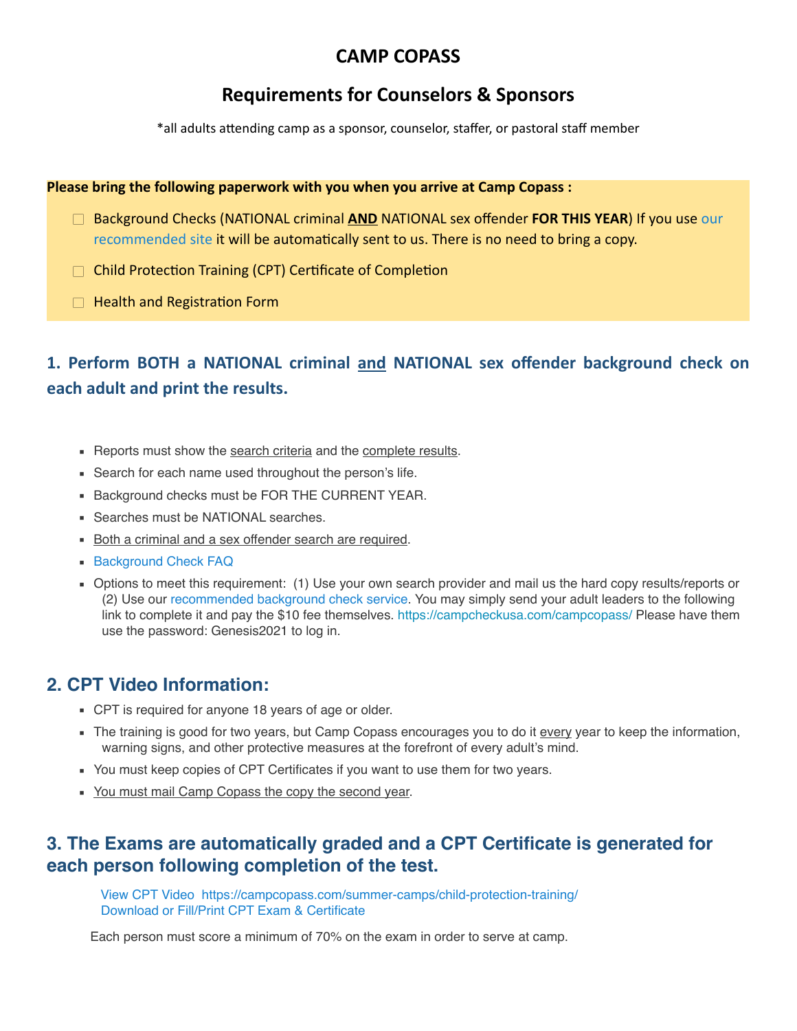# CAMP COPASS

## Requirements for Counselors & Sponsors

*all adults attending camp as a sponsor, counselor, staffer, or pastoral staff member

**Please bring the following paperwork with you when you arrive at Camp Copass :**

- ☐ Background Checks (NATIONAL criminal **AND** NATIONAL sex offender **FOR THIS YEAR**) If you use our recommended site it will be automatically sent to us. There is no need to bring a copy.
- ☐ Child Protection Training (CPT) Certificate of Completion
- ☐ Health and Registration Form

## 1. Perform BOTH a NATIONAL criminal and NATIONAL sex offender background check on each adult and print the results.

- Reports must show the search criteria and the complete results.
- Search for each name used throughout the person's life.
- Background checks must be FOR THE CURRENT YEAR.
- Searches must be NATIONAL searches.
- Both a criminal and a sex offender search are required.
- Background Check FAQ
- Options to meet this requirement: (1) Use your own search provider and mail us the hard copy results/reports or (2) Use our recommended background check service. You may simply send your adult leaders to the following link to complete it and pay the $10 fee themselves. https://campcheckusa.com/campcopass/ Please have them use the password: Genesis2021 to log in.

## 2. CPT Video Information:

- CPT is required for anyone 18 years of age or older.
- The training is good for two years, but Camp Copass encourages you to do it every year to keep the information, warning signs, and other protective measures at the forefront of every adult's mind.
- You must keep copies of CPT Certificates if you want to use them for two years.
- You must mail Camp Copass the copy the second year.

## 3. The Exams are automatically graded and a CPT Certificate is generated for each person following completion of the test.

View CPT Video https://campcopass.com/summer-camps/child-protection-training/
Download or Fill/Print CPT Exam & Certificate

Each person must score a minimum of 70% on the exam in order to serve at camp.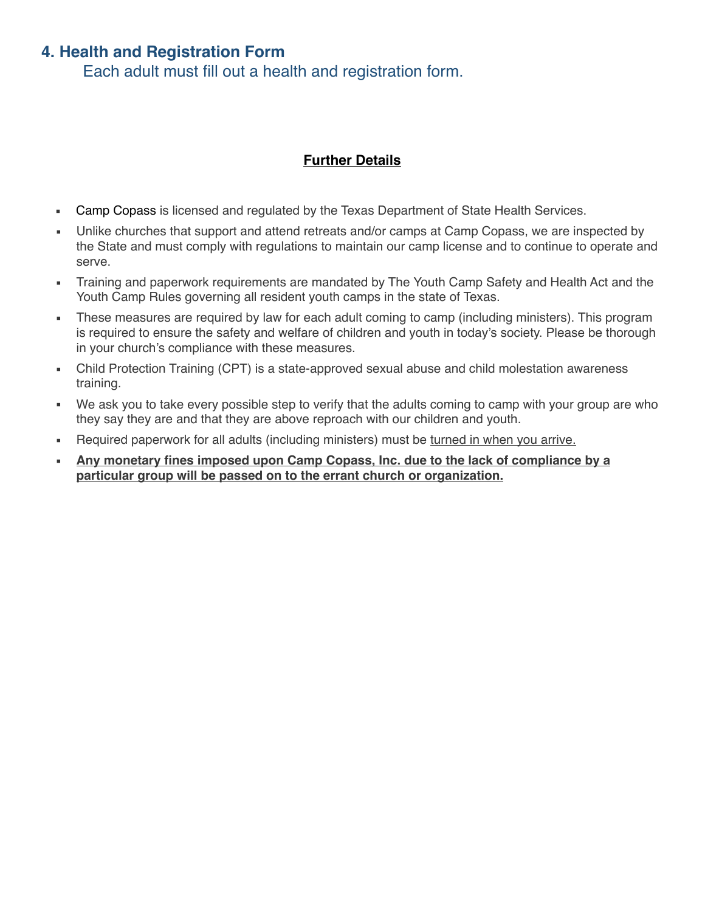## 4. Health and Registration Form

Each adult must fill out a health and registration form.

**Further Details**

- Camp Copass is licensed and regulated by the Texas Department of State Health Services.
- Unlike churches that support and attend retreats and/or camps at Camp Copass, we are inspected by the State and must comply with regulations to maintain our camp license and to continue to operate and serve.
- Training and paperwork requirements are mandated by The Youth Camp Safety and Health Act and the Youth Camp Rules governing all resident youth camps in the state of Texas.
- These measures are required by law for each adult coming to camp (including ministers). This program is required to ensure the safety and welfare of children and youth in today's society. Please be thorough in your church's compliance with these measures.
- Child Protection Training (CPT) is a state-approved sexual abuse and child molestation awareness training.
- We ask you to take every possible step to verify that the adults coming to camp with your group are who they say they are and that they are above reproach with our children and youth.
- Required paperwork for all adults (including ministers) must be turned in when you arrive.
- **Any monetary fines imposed upon Camp Copass, Inc. due to the lack of compliance by a particular group will be passed on to the errant church or organization.**